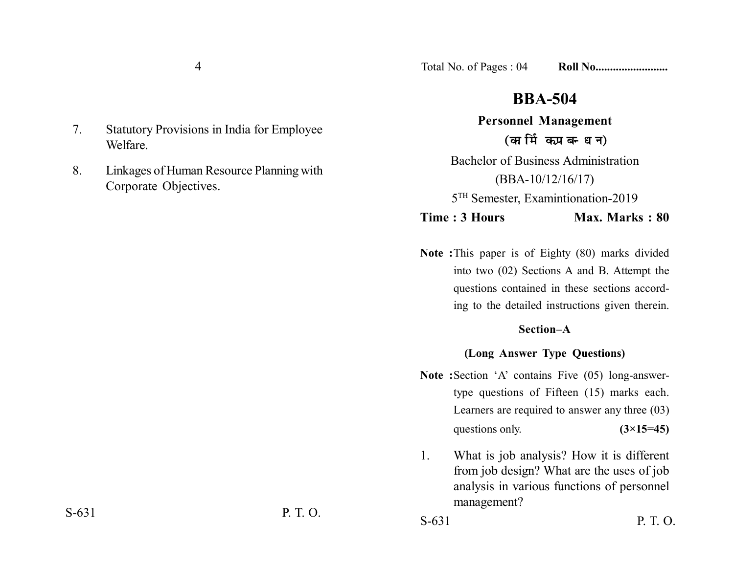7. Statutory Provisions in India for Employee Welfare.

8. Linkages of Human Resource Planning with Corporate Objectives.

Total No. of Pages : 04 **Roll No........................**

# BBA-504

## Personnel Management

### (कार्मिक प्रबन्धन)

Bachelor of Business Administration

(BBA-10/12/16/17)

5TH Semester, Examintionation-2019

**Time : 3 Hours** **Max. Marks : 80**

**Note :** This paper is of Eighty (80) marks divided into two (02) Sections A and B. Attempt the questions contained in these sections according to the detailed instructions given therein.

### Section–A

### (Long Answer Type Questions)

**Note :** Section 'A' contains Five (05) long-answer-type questions of Fifteen (15) marks each. Learners are required to answer any three (03) questions only. **(3×15=45)**

1. What is job analysis? How it is different from job design? What are the uses of job analysis in various functions of personnel management?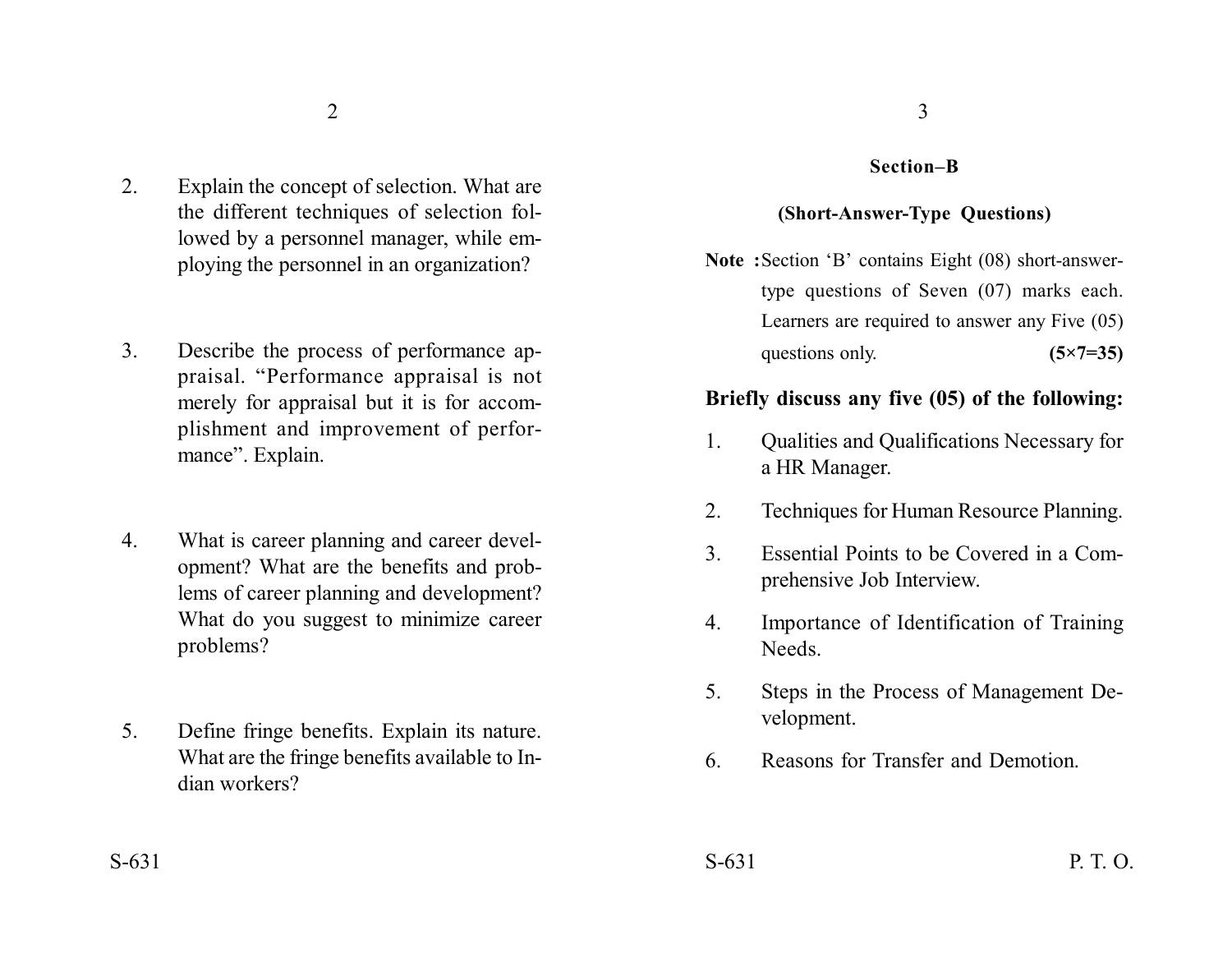2. Explain the concept of selection. What are the different techniques of selection followed by a personnel manager, while employing the personnel in an organization?

3. Describe the process of performance appraisal. "Performance appraisal is not merely for appraisal but it is for accomplishment and improvement of performance". Explain.

4. What is career planning and career development? What are the benefits and problems of career planning and development? What do you suggest to minimize career problems?

5. Define fringe benefits. Explain its nature. What are the fringe benefits available to Indian workers?

## Section–B

### (Short-Answer-Type Questions)

**Note :** Section 'B' contains Eight (08) short-answer-type questions of Seven (07) marks each. Learners are required to answer any Five (05) questions only. **(5×7=35)**

**Briefly discuss any five (05) of the following:**

1. Qualities and Qualifications Necessary for a HR Manager.

2. Techniques for Human Resource Planning.

3. Essential Points to be Covered in a Comprehensive Job Interview.

4. Importance of Identification of Training Needs.

5. Steps in the Process of Management Development.

6. Reasons for Transfer and Demotion.